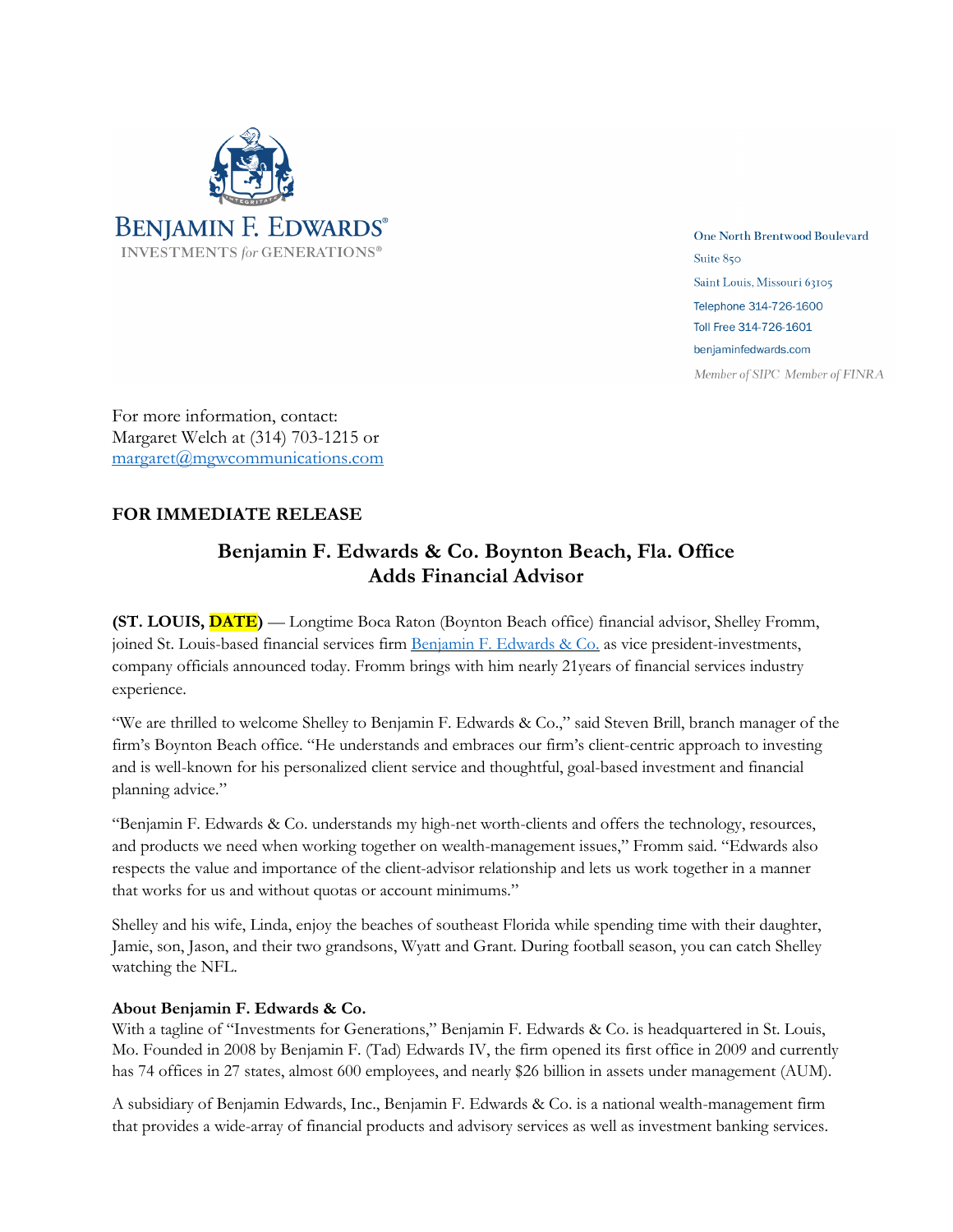BENJAMIN F. EDWARDS®
INVESTMENTS *for* GENERATIONS®

One North Brentwood Boulevard
Suite 850
Saint Louis, Missouri 63105
Telephone 314-726-1600
Toll Free 314-726-1601
benjaminfedwards.com
*Member of SIPC Member of FINRA*

For more information, contact:
Margaret Welch at (314) 703-1215 or
margaret@mgwcommunications.com

**FOR IMMEDIATE RELEASE**

## Benjamin F. Edwards & Co. Boynton Beach, Fla. Office Adds Financial Advisor

**(ST. LOUIS, DATE)** — Longtime Boca Raton (Boynton Beach office) financial advisor, Shelley Fromm, joined St. Louis-based financial services firm Benjamin F. Edwards & Co. as vice president-investments, company officials announced today. Fromm brings with him nearly 21years of financial services industry experience.

"We are thrilled to welcome Shelley to Benjamin F. Edwards & Co.," said Steven Brill, branch manager of the firm's Boynton Beach office. "He understands and embraces our firm's client-centric approach to investing and is well-known for his personalized client service and thoughtful, goal-based investment and financial planning advice."

"Benjamin F. Edwards & Co. understands my high-net worth-clients and offers the technology, resources, and products we need when working together on wealth-management issues," Fromm said. "Edwards also respects the value and importance of the client-advisor relationship and lets us work together in a manner that works for us and without quotas or account minimums."

Shelley and his wife, Linda, enjoy the beaches of southeast Florida while spending time with their daughter, Jamie, son, Jason, and their two grandsons, Wyatt and Grant. During football season, you can catch Shelley watching the NFL.

**About Benjamin F. Edwards & Co.**
With a tagline of "Investments for Generations," Benjamin F. Edwards & Co. is headquartered in St. Louis, Mo. Founded in 2008 by Benjamin F. (Tad) Edwards IV, the firm opened its first office in 2009 and currently has 74 offices in 27 states, almost 600 employees, and nearly $26 billion in assets under management (AUM).

A subsidiary of Benjamin Edwards, Inc., Benjamin F. Edwards & Co. is a national wealth-management firm that provides a wide-array of financial products and advisory services as well as investment banking services.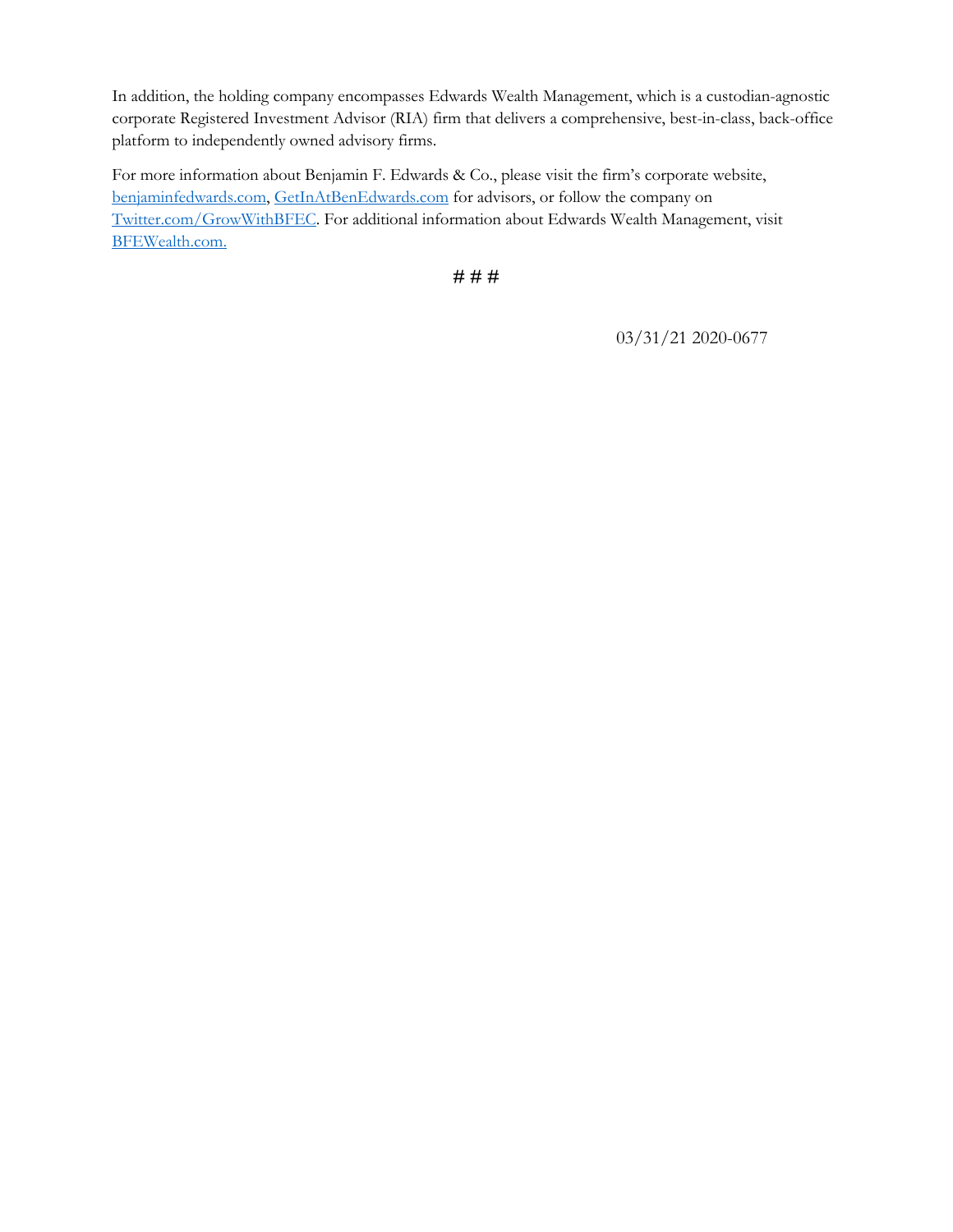In addition, the holding company encompasses Edwards Wealth Management, which is a custodian-agnostic corporate Registered Investment Advisor (RIA) firm that delivers a comprehensive, best-in-class, back-office platform to independently owned advisory firms.

For more information about Benjamin F. Edwards & Co., please visit the firm's corporate website, benjaminfedwards.com, GetInAtBenEdwards.com for advisors, or follow the company on Twitter.com/GrowWithBFEC. For additional information about Edwards Wealth Management, visit BFEWealth.com.

# # #

03/31/21 2020-0677